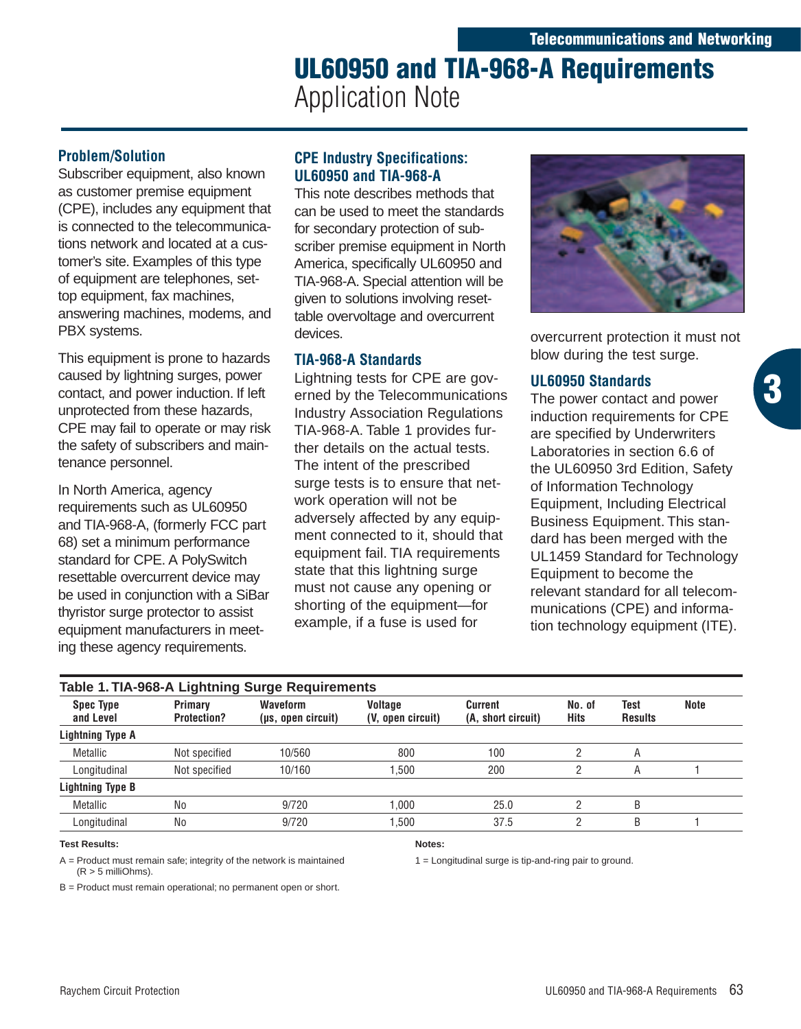# UL60950 and TIA-968-A Requirements

Application Note

## Problem/Solution

Subscriber equipment, also known as customer premise equipment (CPE), includes any equipment that is connected to the telecommunications network and located at a customer's site. Examples of this type of equipment are telephones, set-top equipment, fax machines, answering machines, modems, and PBX systems.

This equipment is prone to hazards caused by lightning surges, power contact, and power induction. If left unprotected from these hazards, CPE may fail to operate or may risk the safety of subscribers and maintenance personnel.

In North America, agency requirements such as UL60950 and TIA-968-A, (formerly FCC part 68) set a minimum performance standard for CPE. A PolySwitch resettable overcurrent device may be used in conjunction with a SiBar thyristor surge protector to assist equipment manufacturers in meeting these agency requirements.

## CPE Industry Specifications: UL60950 and TIA-968-A

This note describes methods that can be used to meet the standards for secondary protection of subscriber premise equipment in North America, specifically UL60950 and TIA-968-A. Special attention will be given to solutions involving resettable overvoltage and overcurrent devices.

## TIA-968-A Standards

Lightning tests for CPE are governed by the Telecommunications Industry Association Regulations TIA-968-A. Table 1 provides further details on the actual tests. The intent of the prescribed surge tests is to ensure that network operation will not be adversely affected by any equipment connected to it, should that equipment fail. TIA requirements state that this lightning surge must not cause any opening or shorting of the equipment—for example, if a fuse is used for overcurrent protection it must not blow during the test surge.

## UL60950 Standards

The power contact and power induction requirements for CPE are specified by Underwriters Laboratories in section 6.6 of the UL60950 3rd Edition, Safety of Information Technology Equipment, Including Electrical Business Equipment. This standard has been merged with the UL1459 Standard for Technology Equipment to become the relevant standard for all telecommunications (CPE) and information technology equipment (ITE).

**Table 1. TIA-968-A Lightning Surge Requirements**

| Spec Type and Level | Primary Protection? | Waveform (µs, open circuit) | Voltage (V, open circuit) | Current (A, short circuit) | No. of Hits | Test Results | Note |
|---|---|---|---|---|---|---|---|
| **Lightning Type A** | | | | | | | |
| Metallic | Not specified | 10/560 | 800 | 100 | 2 | A | |
| Longitudinal | Not specified | 10/160 | 1,500 | 200 | 2 | A | 1 |
| **Lightning Type B** | | | | | | | |
| Metallic | No | 9/720 | 1,000 | 25.0 | 2 | B | |
| Longitudinal | No | 9/720 | 1,500 | 37.5 | 2 | B | 1 |

**Test Results:**

A = Product must remain safe; integrity of the network is maintained (R > 5 milliOhms).

B = Product must remain operational; no permanent open or short.

**Notes:**

1 = Longitudinal surge is tip-and-ring pair to ground.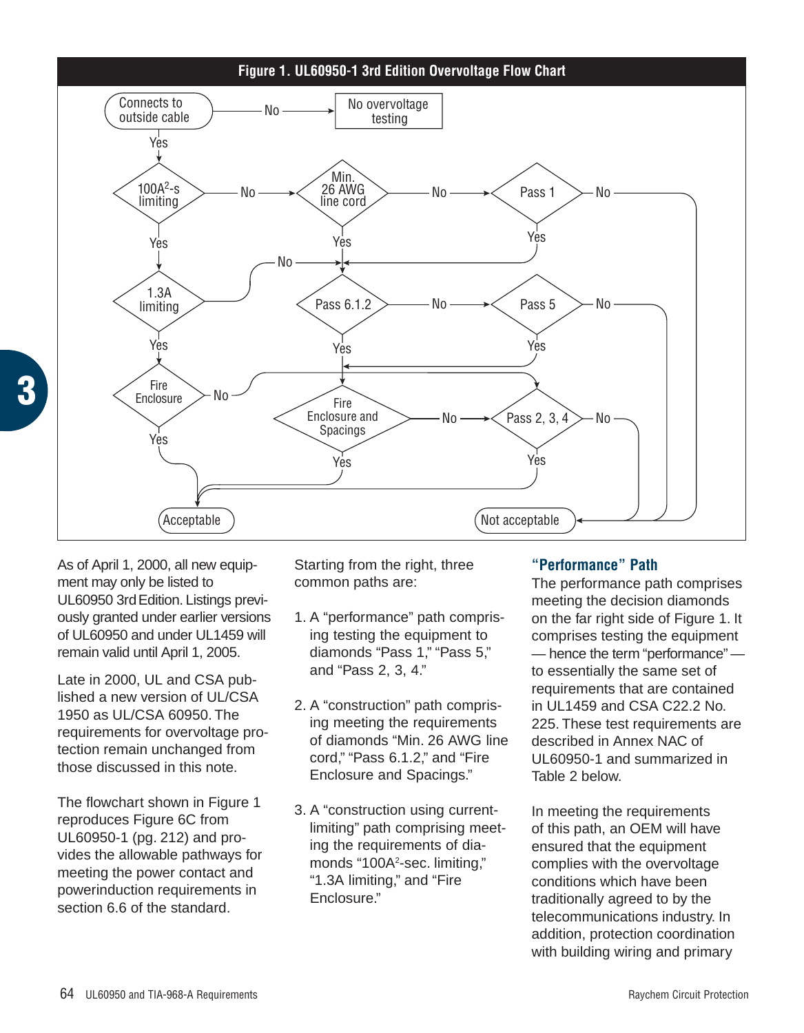**Figure 1. UL60950-1 3rd Edition Overvoltage Flow Chart**

As of April 1, 2000, all new equipment may only be listed to UL60950 3rd Edition. Listings previously granted under earlier versions of UL60950 and under UL1459 will remain valid until April 1, 2005.

Late in 2000, UL and CSA published a new version of UL/CSA 1950 as UL/CSA 60950. The requirements for overvoltage protection remain unchanged from those discussed in this note.

The flowchart shown in Figure 1 reproduces Figure 6C from UL60950-1 (pg. 212) and provides the allowable pathways for meeting the power contact and powerinduction requirements in section 6.6 of the standard.

Starting from the right, three common paths are:

1. A "performance" path comprising testing the equipment to diamonds "Pass 1," "Pass 5," and "Pass 2, 3, 4."

2. A "construction" path comprising meeting the requirements of diamonds "Min. 26 AWG line cord," "Pass 6.1.2," and "Fire Enclosure and Spacings."

3. A "construction using current-limiting" path comprising meeting the requirements of diamonds "$100A^2$-sec. limiting," "1.3A limiting," and "Fire Enclosure."

### "Performance" Path

The performance path comprises meeting the decision diamonds on the far right side of Figure 1. It comprises testing the equipment — hence the term "performance" — to essentially the same set of requirements that are contained in UL1459 and CSA C22.2 No. 225. These test requirements are described in Annex NAC of UL60950-1 and summarized in Table 2 below.

In meeting the requirements of this path, an OEM will have ensured that the equipment complies with the overvoltage conditions which have been traditionally agreed to by the telecommunications industry. In addition, protection coordination with building wiring and primary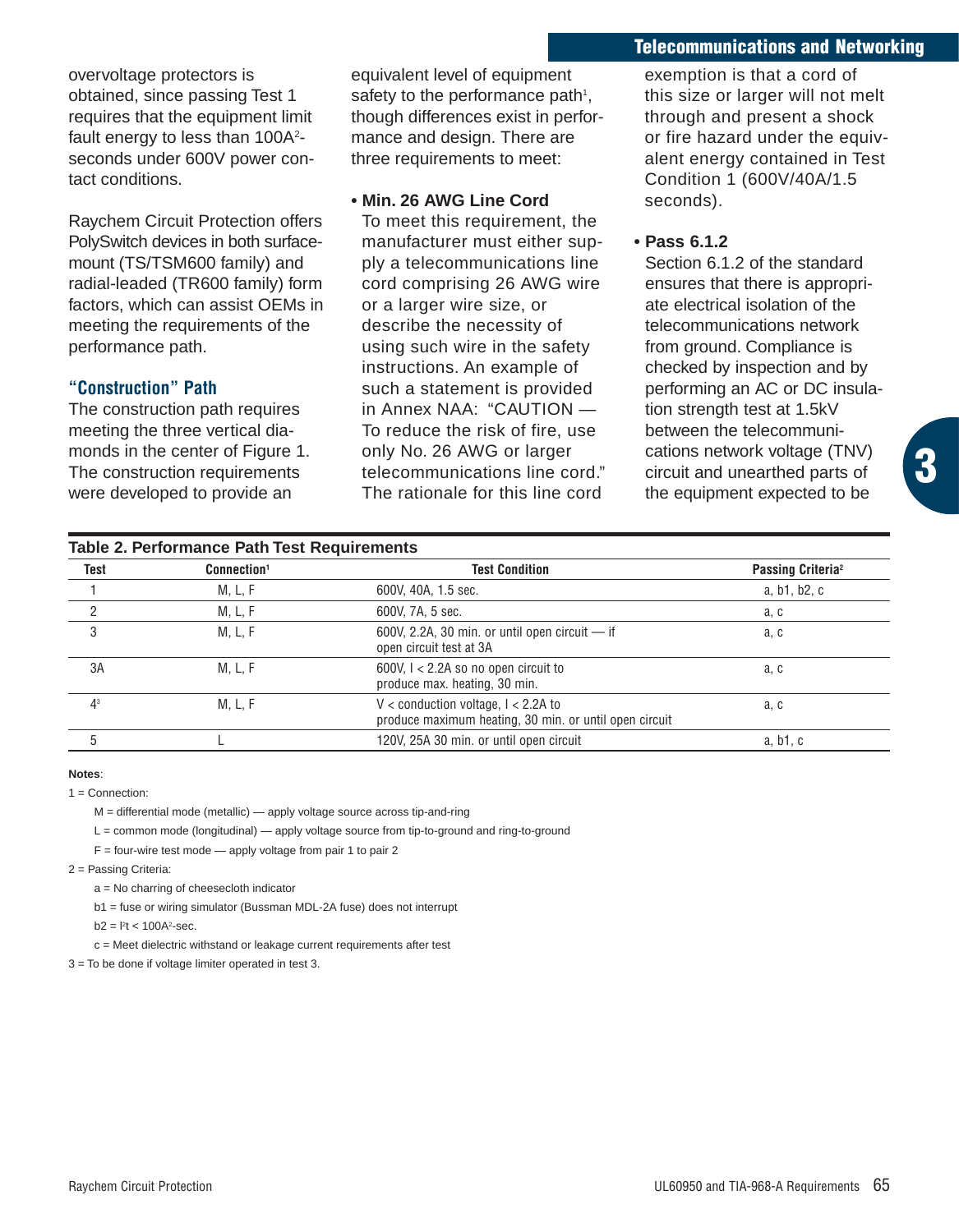overvoltage protectors is obtained, since passing Test 1 requires that the equipment limit fault energy to less than 100A²-seconds under 600V power contact conditions.

Raychem Circuit Protection offers PolySwitch devices in both surface-mount (TS/TSM600 family) and radial-leaded (TR600 family) form factors, which can assist OEMs in meeting the requirements of the performance path.

### "Construction" Path

The construction path requires meeting the three vertical diamonds in the center of Figure 1. The construction requirements were developed to provide an equivalent level of equipment safety to the performance path[1], though differences exist in performance and design. There are three requirements to meet:

- **Min. 26 AWG Line Cord**
  To meet this requirement, the manufacturer must either supply a telecommunications line cord comprising 26 AWG wire or a larger wire size, or describe the necessity of using such wire in the safety instructions. An example of such a statement is provided in Annex NAA: "CAUTION — To reduce the risk of fire, use only No. 26 AWG or larger telecommunications line cord." The rationale for this line cord exemption is that a cord of this size or larger will not melt through and present a shock or fire hazard under the equivalent energy contained in Test Condition 1 (600V/40A/1.5 seconds).

- **Pass 6.1.2**
  Section 6.1.2 of the standard ensures that there is appropriate electrical isolation of the telecommunications network from ground. Compliance is checked by inspection and by performing an AC or DC insulation strength test at 1.5kV between the telecommunications network voltage (TNV) circuit and unearthed parts of the equipment expected to be

**Table 2. Performance Path Test Requirements**

| Test | Connection[1] | Test Condition | Passing Criteria[2] |
|---|---|---|---|
| 1 | M, L, F | 600V, 40A, 1.5 sec. | a, b1, b2, c |
| 2 | M, L, F | 600V, 7A, 5 sec. | a, c |
| 3 | M, L, F | 600V, 2.2A, 30 min. or until open circuit — if open circuit test at 3A | a, c |
| 3A | M, L, F | 600V, I < 2.2A so no open circuit to produce max. heating, 30 min. | a, c |
| 4[3] | M, L, F | V < conduction voltage, I < 2.2A to produce maximum heating, 30 min. or until open circuit | a, c |
| 5 | L | 120V, 25A 30 min. or until open circuit | a, b1, c |

**Notes**:

1 = Connection:

- M = differential mode (metallic) — apply voltage source across tip-and-ring
- L = common mode (longitudinal) — apply voltage source from tip-to-ground and ring-to-ground
- F = four-wire test mode — apply voltage from pair 1 to pair 2

2 = Passing Criteria:

- a = No charring of cheesecloth indicator
- b1 = fuse or wiring simulator (Bussman MDL-2A fuse) does not interrupt
- b2 = $I^2t$ < 100A²-sec.
- c = Meet dielectric withstand or leakage current requirements after test

3 = To be done if voltage limiter operated in test 3.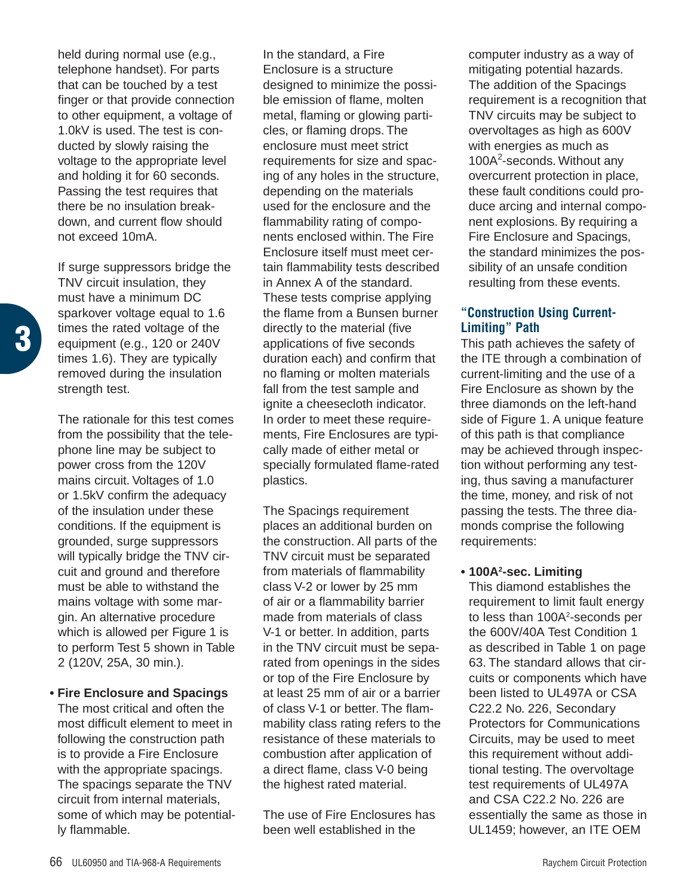held during normal use (e.g., telephone handset). For parts that can be touched by a test finger or that provide connection to other equipment, a voltage of 1.0kV is used. The test is conducted by slowly raising the voltage to the appropriate level and holding it for 60 seconds. Passing the test requires that there be no insulation breakdown, and current flow should not exceed 10mA.

If surge suppressors bridge the TNV circuit insulation, they must have a minimum DC sparkover voltage equal to 1.6 times the rated voltage of the equipment (e.g., 120 or 240V times 1.6). They are typically removed during the insulation strength test.

The rationale for this test comes from the possibility that the telephone line may be subject to power cross from the 120V mains circuit. Voltages of 1.0 or 1.5kV confirm the adequacy of the insulation under these conditions. If the equipment is grounded, surge suppressors will typically bridge the TNV circuit and ground and therefore must be able to withstand the mains voltage with some margin. An alternative procedure which is allowed per Figure 1 is to perform Test 5 shown in Table 2 (120V, 25A, 30 min.).

- **Fire Enclosure and Spacings**
  The most critical and often the most difficult element to meet in following the construction path is to provide a Fire Enclosure with the appropriate spacings. The spacings separate the TNV circuit from internal materials, some of which may be potentially flammable.

In the standard, a Fire Enclosure is a structure designed to minimize the possible emission of flame, molten metal, flaming or glowing particles, or flaming drops. The enclosure must meet strict requirements for size and spacing of any holes in the structure, depending on the materials used for the enclosure and the flammability rating of components enclosed within. The Fire Enclosure itself must meet certain flammability tests described in Annex A of the standard. These tests comprise applying the flame from a Bunsen burner directly to the material (five applications of five seconds duration each) and confirm that no flaming or molten materials fall from the test sample and ignite a cheesecloth indicator. In order to meet these requirements, Fire Enclosures are typically made of either metal or specially formulated flame-rated plastics.

The Spacings requirement places an additional burden on the construction. All parts of the TNV circuit must be separated from materials of flammability class V-2 or lower by 25 mm of air or a flammability barrier made from materials of class V-1 or better. In addition, parts in the TNV circuit must be separated from openings in the sides or top of the Fire Enclosure by at least 25 mm of air or a barrier of class V-1 or better. The flammability class rating refers to the resistance of these materials to combustion after application of a direct flame, class V-0 being the highest rated material.

The use of Fire Enclosures has been well established in the computer industry as a way of mitigating potential hazards. The addition of the Spacings requirement is a recognition that TNV circuits may be subject to overvoltages as high as 600V with energies as much as $100A^2$-seconds. Without any overcurrent protection in place, these fault conditions could produce arcing and internal component explosions. By requiring a Fire Enclosure and Spacings, the standard minimizes the possibility of an unsafe condition resulting from these events.

## "Construction Using Current-Limiting" Path

This path achieves the safety of the ITE through a combination of current-limiting and the use of a Fire Enclosure as shown by the three diamonds on the left-hand side of Figure 1. A unique feature of this path is that compliance may be achieved through inspection without performing any testing, thus saving a manufacturer the time, money, and risk of not passing the tests. The three diamonds comprise the following requirements:

- **$100A^2$-sec. Limiting**
  This diamond establishes the requirement to limit fault energy to less than $100A^2$-seconds per the 600V/40A Test Condition 1 as described in Table 1 on page 63. The standard allows that circuits or components which have been listed to UL497A or CSA C22.2 No. 226, Secondary Protectors for Communications Circuits, may be used to meet this requirement without additional testing. The overvoltage test requirements of UL497A and CSA C22.2 No. 226 are essentially the same as those in UL1459; however, an ITE OEM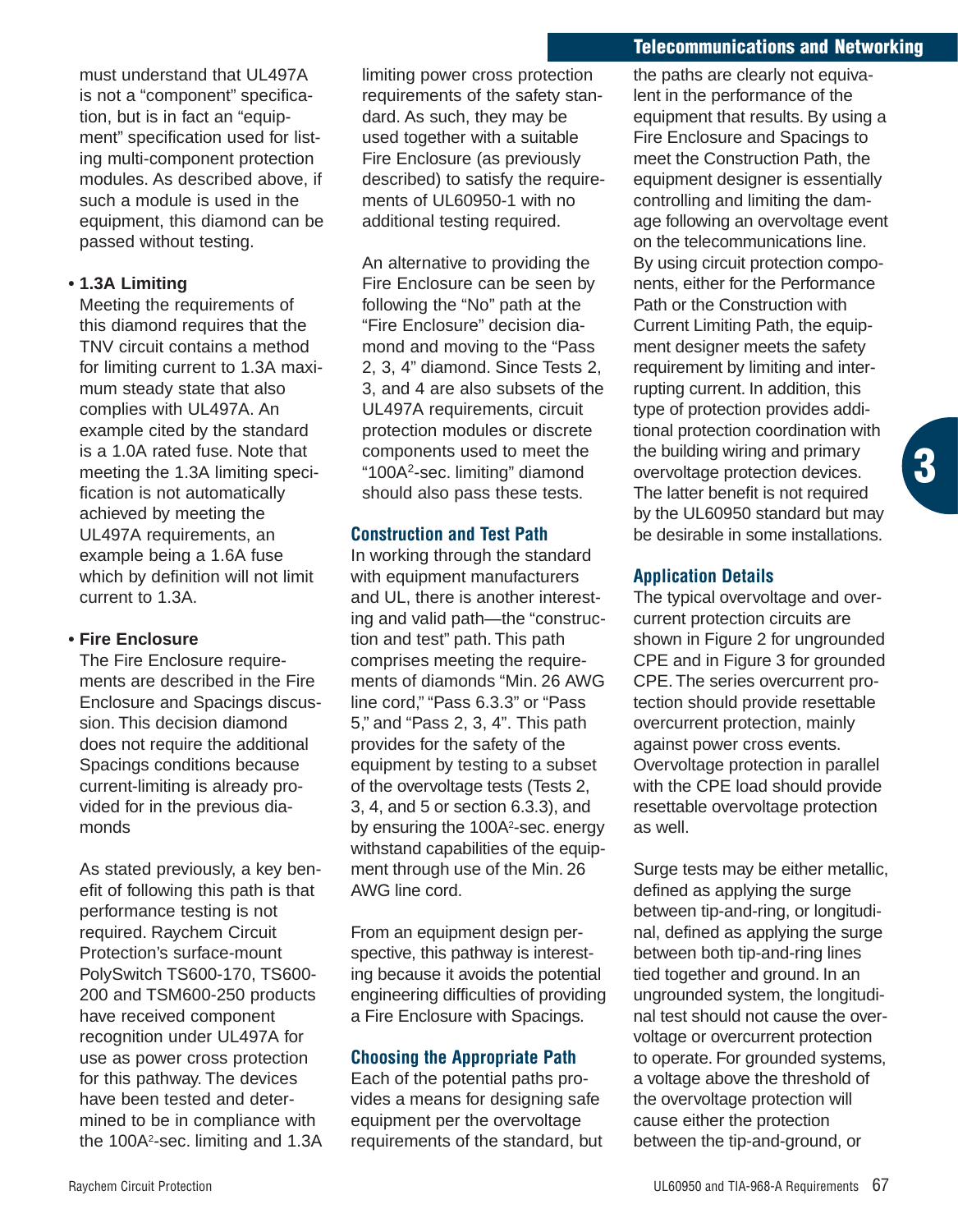must understand that UL497A is not a “component” specification, but is in fact an “equipment” specification used for listing multi-component protection modules. As described above, if such a module is used in the equipment, this diamond can be passed without testing.

- **1.3A Limiting**

  Meeting the requirements of this diamond requires that the TNV circuit contains a method for limiting current to 1.3A maximum steady state that also complies with UL497A. An example cited by the standard is a 1.0A rated fuse. Note that meeting the 1.3A limiting specification is not automatically achieved by meeting the UL497A requirements, an example being a 1.6A fuse which by definition will not limit current to 1.3A.

- **Fire Enclosure**

  The Fire Enclosure requirements are described in the Fire Enclosure and Spacings discussion. This decision diamond does not require the additional Spacings conditions because current-limiting is already provided for in the previous diamonds

  As stated previously, a key benefit of following this path is that performance testing is not required. Raychem Circuit Protection’s surface-mount PolySwitch TS600-170, TS600-200 and TSM600-250 products have received component recognition under UL497A for use as power cross protection for this pathway. The devices have been tested and determined to be in compliance with the 100A$^2$-sec. limiting and 1.3A limiting power cross protection requirements of the safety standard. As such, they may be used together with a suitable Fire Enclosure (as previously described) to satisfy the requirements of UL60950-1 with no additional testing required.

  An alternative to providing the Fire Enclosure can be seen by following the “No” path at the “Fire Enclosure” decision diamond and moving to the “Pass 2, 3, 4” diamond. Since Tests 2, 3, and 4 are also subsets of the UL497A requirements, circuit protection modules or discrete components used to meet the “100A$^2$-sec. limiting” diamond should also pass these tests.

### Construction and Test Path

In working through the standard with equipment manufacturers and UL, there is another interesting and valid path—the “construction and test” path. This path comprises meeting the requirements of diamonds “Min. 26 AWG line cord,” “Pass 6.3.3” or “Pass 5,” and “Pass 2, 3, 4”. This path provides for the safety of the equipment by testing to a subset of the overvoltage tests (Tests 2, 3, 4, and 5 or section 6.3.3), and by ensuring the 100A$^2$-sec. energy withstand capabilities of the equipment through use of the Min. 26 AWG line cord.

From an equipment design perspective, this pathway is interesting because it avoids the potential engineering difficulties of providing a Fire Enclosure with Spacings.

### Choosing the Appropriate Path

Each of the potential paths provides a means for designing safe equipment per the overvoltage requirements of the standard, but the paths are clearly not equivalent in the performance of the equipment that results. By using a Fire Enclosure and Spacings to meet the Construction Path, the equipment designer is essentially controlling and limiting the damage following an overvoltage event on the telecommunications line. By using circuit protection components, either for the Performance Path or the Construction with Current Limiting Path, the equipment designer meets the safety requirement by limiting and interrupting current. In addition, this type of protection provides additional protection coordination with the building wiring and primary overvoltage protection devices. The latter benefit is not required by the UL60950 standard but may be desirable in some installations.

### Application Details

The typical overvoltage and overcurrent protection circuits are shown in Figure 2 for ungrounded CPE and in Figure 3 for grounded CPE. The series overcurrent protection should provide resettable overcurrent protection, mainly against power cross events. Overvoltage protection in parallel with the CPE load should provide resettable overvoltage protection as well.

Surge tests may be either metallic, defined as applying the surge between tip-and-ring, or longitudinal, defined as applying the surge between both tip-and-ring lines tied together and ground. In an ungrounded system, the longitudinal test should not cause the overvoltage or overcurrent protection to operate. For grounded systems, a voltage above the threshold of the overvoltage protection will cause either the protection between the tip-and-ground, or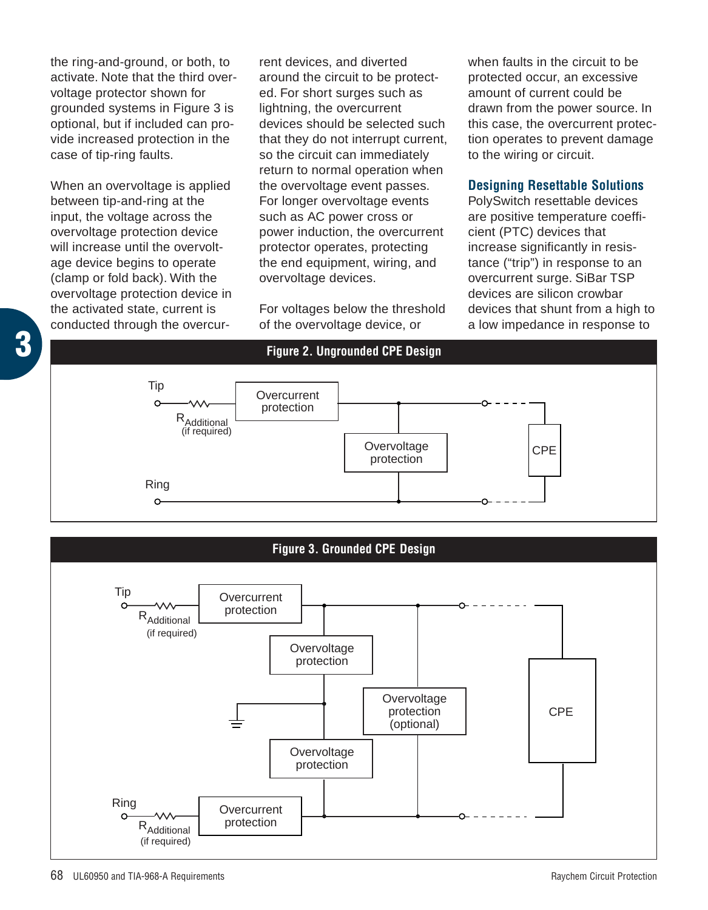the ring-and-ground, or both, to activate. Note that the third overvoltage protector shown for grounded systems in Figure 3 is optional, but if included can provide increased protection in the case of tip-ring faults.

When an overvoltage is applied between tip-and-ring at the input, the voltage across the overvoltage protection device will increase until the overvoltage device begins to operate (clamp or fold back). With the overvoltage protection device in the activated state, current is conducted through the overcurrent devices, and diverted around the circuit to be protected. For short surges such as lightning, the overcurrent devices should be selected such that they do not interrupt current, so the circuit can immediately return to normal operation when the overvoltage event passes. For longer overvoltage events such as AC power cross or power induction, the overcurrent protector operates, protecting the end equipment, wiring, and overvoltage devices.

For voltages below the threshold of the overvoltage device, or when faults in the circuit to be protected occur, an excessive amount of current could be drawn from the power source. In this case, the overcurrent protection operates to prevent damage to the wiring or circuit.

### Designing Resettable Solutions

PolySwitch resettable devices are positive temperature coefficient (PTC) devices that increase significantly in resistance ("trip") in response to an overcurrent surge. SiBar TSP devices are silicon crowbar devices that shunt from a high to a low impedance in response to

**Figure 2. Ungrounded CPE Design**

Tip — $R_{Additional}$ (if required) — Overcurrent protection — Overvoltage protection — CPE — Ring

**Figure 3. Grounded CPE Design**

Tip — $R_{Additional}$ (if required) — Overcurrent protection — Overvoltage protection — Overvoltage protection (optional) — Overvoltage protection — CPE — Ring — $R_{Additional}$ (if required) — Overcurrent protection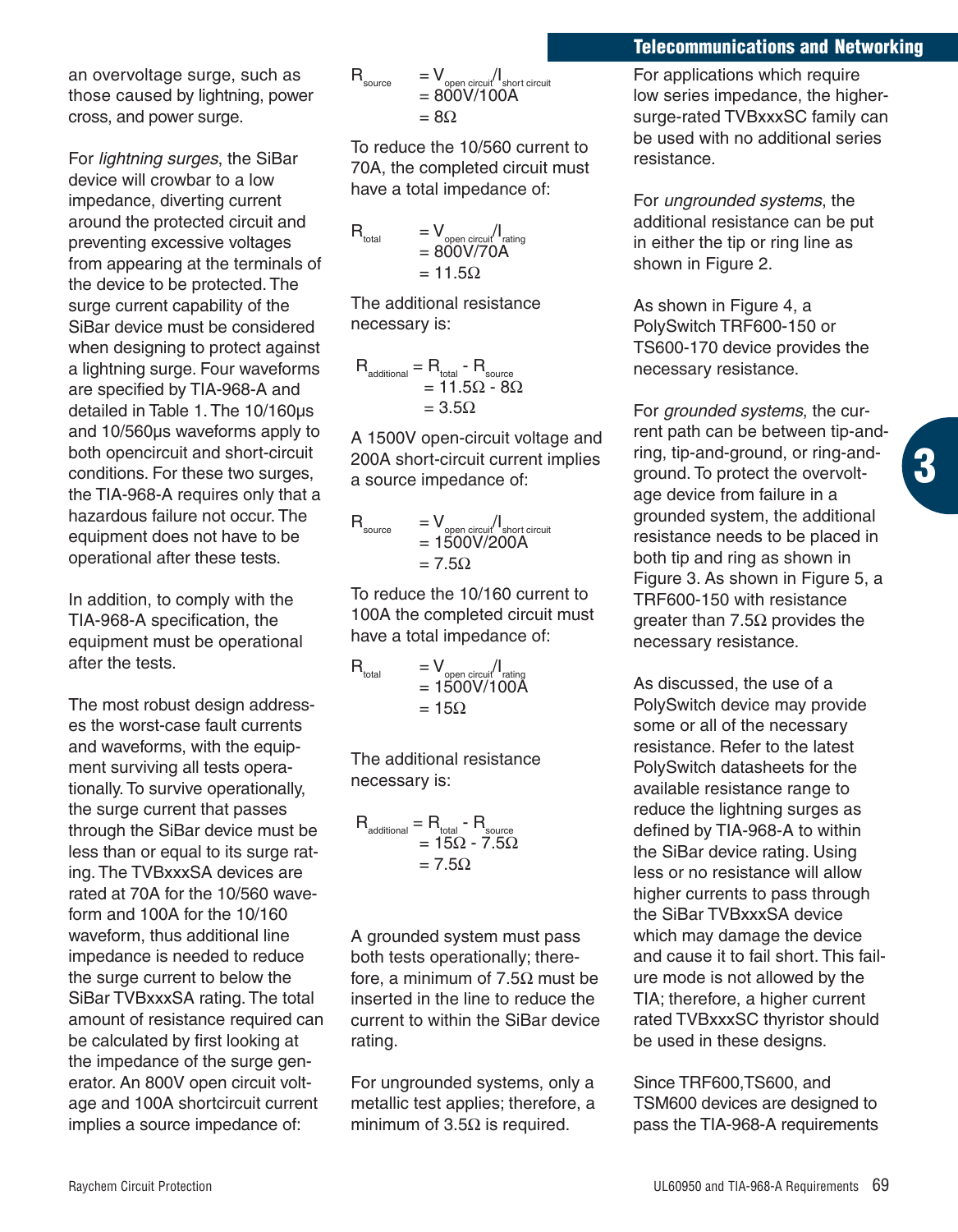an overvoltage surge, such as those caused by lightning, power cross, and power surge.

For *lightning surges*, the SiBar device will crowbar to a low impedance, diverting current around the protected circuit and preventing excessive voltages from appearing at the terminals of the device to be protected. The surge current capability of the SiBar device must be considered when designing to protect against a lightning surge. Four waveforms are specified by TIA-968-A and detailed in Table 1. The 10/160µs and 10/560µs waveforms apply to both opencircuit and short-circuit conditions. For these two surges, the TIA-968-A requires only that a hazardous failure not occur. The equipment does not have to be operational after these tests.

In addition, to comply with the TIA-968-A specification, the equipment must be operational after the tests.

The most robust design addresses the worst-case fault currents and waveforms, with the equipment surviving all tests operationally. To survive operationally, the surge current that passes through the SiBar device must be less than or equal to its surge rating. The TVBxxxSA devices are rated at 70A for the 10/560 waveform and 100A for the 10/160 waveform, thus additional line impedance is needed to reduce the surge current to below the SiBar TVBxxxSA rating. The total amount of resistance required can be calculated by first looking at the impedance of the surge generator. An 800V open circuit voltage and 100A shortcircuit current implies a source impedance of:

$$R_{source} = V_{open\ circuit}/I_{short\ circuit} = 800V/100A = 8\Omega$$

To reduce the 10/560 current to 70A, the completed circuit must have a total impedance of:

$$R_{total} = V_{open\ circuit}/I_{rating} = 800V/70A = 11.5\Omega$$

The additional resistance necessary is:

$$R_{additional} = R_{total} - R_{source} = 11.5\Omega - 8\Omega = 3.5\Omega$$

A 1500V open-circuit voltage and 200A short-circuit current implies a source impedance of:

$$R_{source} = V_{open\ circuit}/I_{short\ circuit} = 1500V/200A = 7.5\Omega$$

To reduce the 10/160 current to 100A the completed circuit must have a total impedance of:

$$R_{total} = V_{open\ circuit}/I_{rating} = 1500V/100A = 15\Omega$$

The additional resistance necessary is:

$$R_{additional} = R_{total} - R_{source} = 15\Omega - 7.5\Omega = 7.5\Omega$$

A grounded system must pass both tests operationally; therefore, a minimum of 7.5Ω must be inserted in the line to reduce the current to within the SiBar device rating.

For ungrounded systems, only a metallic test applies; therefore, a minimum of 3.5Ω is required.

For applications which require low series impedance, the higher-surge-rated TVBxxxSC family can be used with no additional series resistance.

For *ungrounded systems*, the additional resistance can be put in either the tip or ring line as shown in Figure 2.

As shown in Figure 4, a PolySwitch TRF600-150 or TS600-170 device provides the necessary resistance.

For *grounded systems*, the current path can be between tip-and-ring, tip-and-ground, or ring-and-ground. To protect the overvoltage device from failure in a grounded system, the additional resistance needs to be placed in both tip and ring as shown in Figure 3. As shown in Figure 5, a TRF600-150 with resistance greater than 7.5Ω provides the necessary resistance.

As discussed, the use of a PolySwitch device may provide some or all of the necessary resistance. Refer to the latest PolySwitch datasheets for the available resistance range to reduce the lightning surges as defined by TIA-968-A to within the SiBar device rating. Using less or no resistance will allow higher currents to pass through the SiBar TVBxxxSA device which may damage the device and cause it to fail short. This failure mode is not allowed by the TIA; therefore, a higher current rated TVBxxxSC thyristor should be used in these designs.

Since TRF600,TS600, and TSM600 devices are designed to pass the TIA-968-A requirements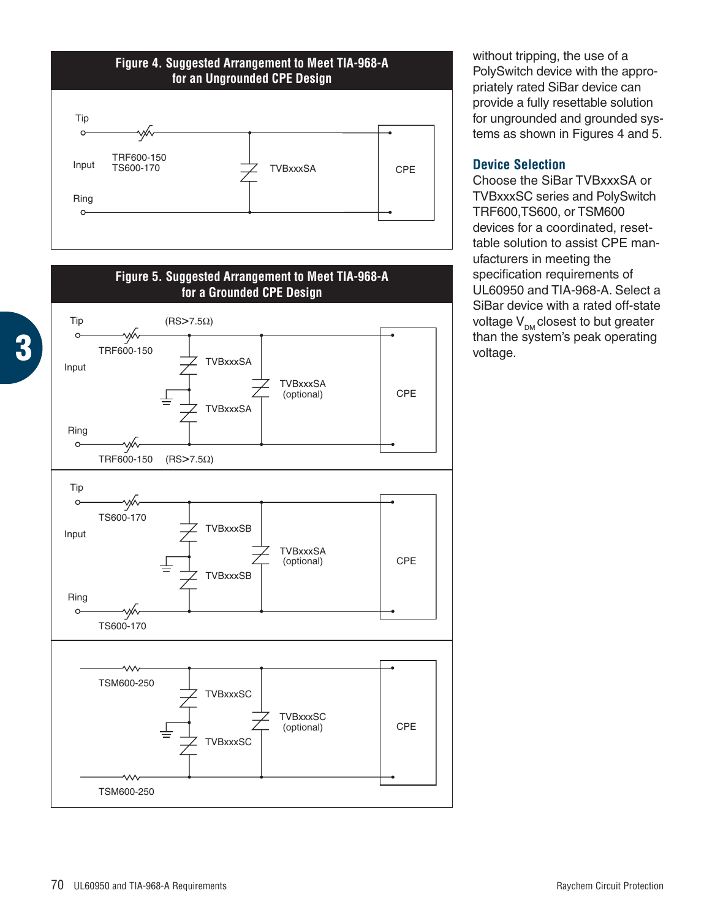**Figure 4. Suggested Arrangement to Meet TIA-968-A for an Ungrounded CPE Design**

Tip

Input

Ring

TRF600-150
TS600-170

TVBxxxSA

CPE

**Figure 5. Suggested Arrangement to Meet TIA-968-A for a Grounded CPE Design**

Tip

(RS>7.5Ω)

TRF600-150

Input

TVBxxxSA

TVBxxxSA
(optional)

CPE

TVBxxxSA

Ring

TRF600-150 (RS>7.5Ω)

Tip

TS600-170

Input

TVBxxxSB

TVBxxxSA
(optional)

CPE

TVBxxxSB

Ring

TS600-170

TSM600-250

TVBxxxSC

TVBxxxSC
(optional)

CPE

TVBxxxSC

TSM600-250

without tripping, the use of a PolySwitch device with the appropriately rated SiBar device can provide a fully resettable solution for ungrounded and grounded systems as shown in Figures 4 and 5.

## Device Selection

Choose the SiBar TVBxxxSA or TVBxxxSC series and PolySwitch TRF600, TS600, or TSM600 devices for a coordinated, resettable solution to assist CPE manufacturers in meeting the specification requirements of UL60950 and TIA-968-A. Select a SiBar device with a rated off-state voltage $V_{DM}$ closest to but greater than the system's peak operating voltage.